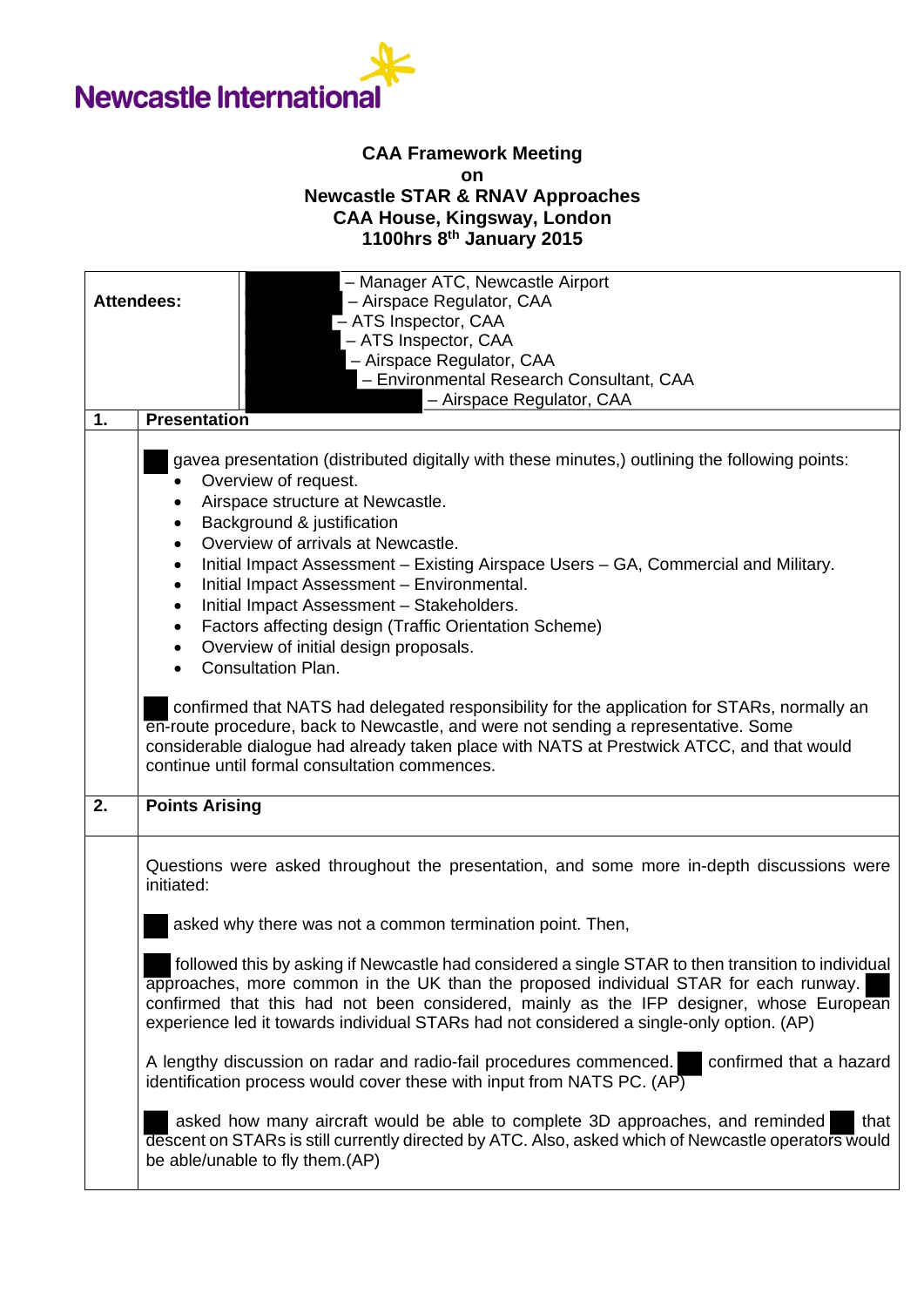Newcastle International

**CAA Framework Meeting**
**on**
**Newcastle STAR & RNAV Approaches**
**CAA House, Kingsway, London**
**1100hrs 8th January 2015**

| | | |
|---|---|---|
| **Attendees:** | | – Manager ATC, Newcastle Airport<br>– Airspace Regulator, CAA<br>– ATS Inspector, CAA<br>– ATS Inspector, CAA<br>– Airspace Regulator, CAA<br>– Environmental Research Consultant, CAA<br>– Airspace Regulator, CAA |
| **1.** | **Presentation** | |

gavea presentation (distributed digitally with these minutes,) outlining the following points:

- Overview of request.
- Airspace structure at Newcastle.
- Background & justification
- Overview of arrivals at Newcastle.
- Initial Impact Assessment – Existing Airspace Users – GA, Commercial and Military.
- Initial Impact Assessment – Environmental.
- Initial Impact Assessment – Stakeholders.
- Factors affecting design (Traffic Orientation Scheme)
- Overview of initial design proposals.
- Consultation Plan.

confirmed that NATS had delegated responsibility for the application for STARs, normally an en-route procedure, back to Newcastle, and were not sending a representative. Some considerable dialogue had already taken place with NATS at Prestwick ATCC, and that would continue until formal consultation commences.

**2. Points Arising**

Questions were asked throughout the presentation, and some more in-depth discussions were initiated:

asked why there was not a common termination point. Then,

followed this by asking if Newcastle had considered a single STAR to then transition to individual approaches, more common in the UK than the proposed individual STAR for each runway. confirmed that this had not been considered, mainly as the IFP designer, whose European experience led it towards individual STARs had not considered a single-only option. (AP)

A lengthy discussion on radar and radio-fail procedures commenced. confirmed that a hazard identification process would cover these with input from NATS PC. (AP)

asked how many aircraft would be able to complete 3D approaches, and reminded that descent on STARs is still currently directed by ATC. Also, asked which of Newcastle operators would be able/unable to fly them.(AP)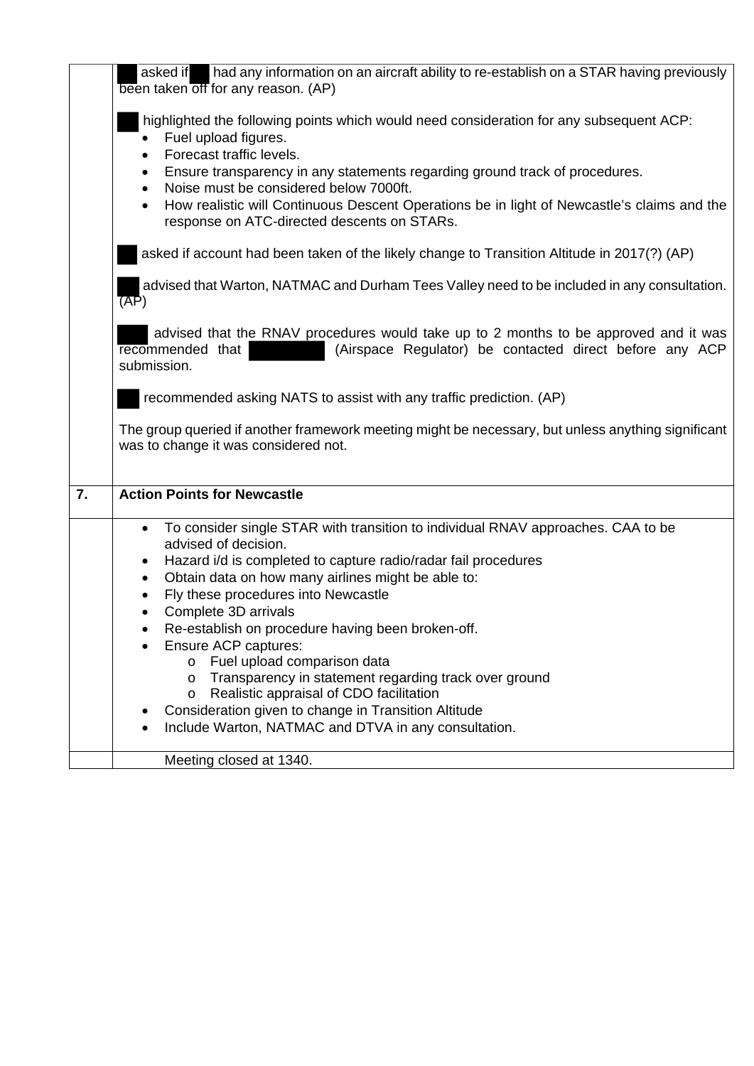| | |
|---|---|
| | ███ asked if ███ had any information on an aircraft ability to re-establish on a STAR having previously been taken off for any reason. (AP)<br><br>███ highlighted the following points which would need consideration for any subsequent ACP:<br>• Fuel upload figures.<br>• Forecast traffic levels.<br>• Ensure transparency in any statements regarding ground track of procedures.<br>• Noise must be considered below 7000ft.<br>• How realistic will Continuous Descent Operations be in light of Newcastle's claims and the response on ATC-directed descents on STARs.<br><br>███ asked if account had been taken of the likely change to Transition Altitude in 2017(?) (AP)<br><br>███ advised that Warton, NATMAC and Durham Tees Valley need to be included in any consultation. (AP)<br><br>███ advised that the RNAV procedures would take up to 2 months to be approved and it was recommended that ███ (Airspace Regulator) be contacted direct before any ACP submission.<br><br>███ recommended asking NATS to assist with any traffic prediction. (AP)<br><br>The group queried if another framework meeting might be necessary, but unless anything significant was to change it was considered not. |
| **7.** | **Action Points for Newcastle** |
| | • To consider single STAR with transition to individual RNAV approaches. CAA to be advised of decision.<br>• Hazard i/d is completed to capture radio/radar fail procedures<br>• Obtain data on how many airlines might be able to:<br>• Fly these procedures into Newcastle<br>• Complete 3D arrivals<br>• Re-establish on procedure having been broken-off.<br>• Ensure ACP captures:<br>&nbsp;&nbsp;&nbsp;&nbsp;o Fuel upload comparison data<br>&nbsp;&nbsp;&nbsp;&nbsp;o Transparency in statement regarding track over ground<br>&nbsp;&nbsp;&nbsp;&nbsp;o Realistic appraisal of CDO facilitation<br>• Consideration given to change in Transition Altitude<br>• Include Warton, NATMAC and DTVA in any consultation. |
| | Meeting closed at 1340. |